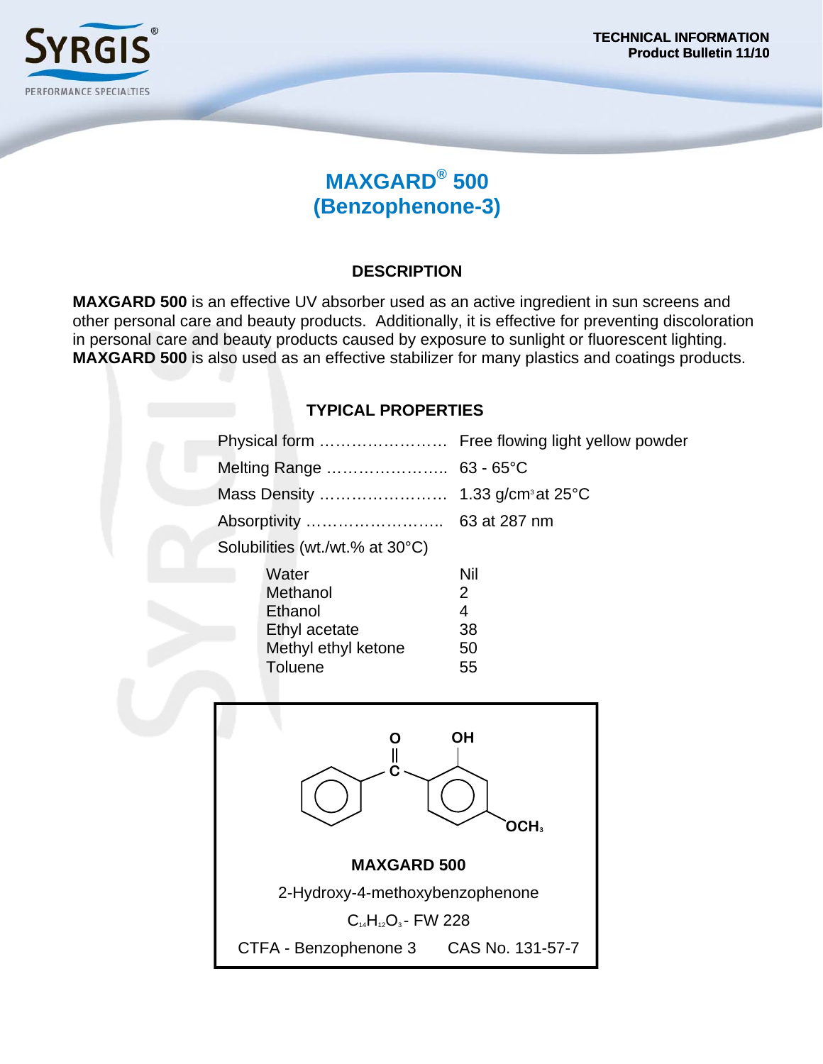TECHNICAL INFORMATION
Product Bulletin 11/10

# MAXGARD® 500
# (Benzophenone-3)

## DESCRIPTION

**MAXGARD 500** is an effective UV absorber used as an active ingredient in sun screens and other personal care and beauty products. Additionally, it is effective for preventing discoloration in personal care and beauty products caused by exposure to sunlight or fluorescent lighting. **MAXGARD 500** is also used as an effective stabilizer for many plastics and coatings products.

## TYPICAL PROPERTIES

| Property | Value |
|---|---|
| Physical form | Free flowing light yellow powder |
| Melting Range | 63 - 65°C |
| Mass Density | 1.33 g/cm$^3$ at 25°C |
| Absorptivity | 63 at 287 nm |

Solubilities (wt./wt.% at 30°C)

| Solvent | Solubility |
|---|---|
| Water | Nil |
| Methanol | 2 |
| Ethanol | 4 |
| Ethyl acetate | 38 |
| Methyl ethyl ketone | 50 |
| Toluene | 55 |

**MAXGARD 500**

2-Hydroxy-4-methoxybenzophenone

$C_{14}H_{12}O_3$ - FW 228

CTFA - Benzophenone 3 CAS No. 131-57-7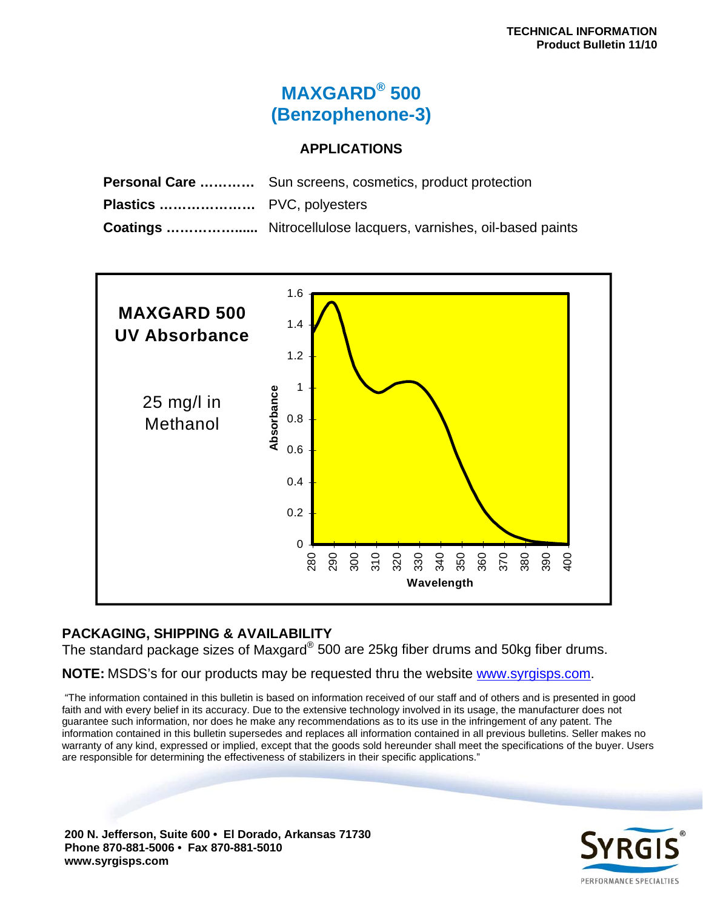# MAXGARD® 500
# (Benzophenone-3)

## APPLICATIONS

**Personal Care …………** Sun screens, cosmetics, product protection

**Plastics …………………** PVC, polyesters

**Coatings ………………...** Nitrocellulose lacquers, varnishes, oil-based paints

**MAXGARD 500**
**UV Absorbance**

25 mg/l in Methanol

Absorbance

1.6
1.4
1.2
1
0.8
0.6
0.4
0.2
0

280 290 300 310 320 330 340 350 360 370 380 390 400

Wavelength

## PACKAGING, SHIPPING & AVAILABILITY

The standard package sizes of Maxgard® 500 are 25kg fiber drums and 50kg fiber drums.

**NOTE:** MSDS's for our products may be requested thru the website www.syrgisps.com.

"The information contained in this bulletin is based on information received of our staff and of others and is presented in good faith and with every belief in its accuracy. Due to the extensive technology involved in its usage, the manufacturer does not guarantee such information, nor does he make any recommendations as to its use in the infringement of any patent. The information contained in this bulletin supersedes and replaces all information contained in all previous bulletins. Seller makes no warranty of any kind, expressed or implied, except that the goods sold hereunder shall meet the specifications of the buyer. Users are responsible for determining the effectiveness of stabilizers in their specific applications."

**200 N. Jefferson, Suite 600 • El Dorado, Arkansas 71730**
**Phone 870-881-5006 • Fax 870-881-5010**
**www.syrgisps.com**

SYRGIS® PERFORMANCE SPECIALTIES